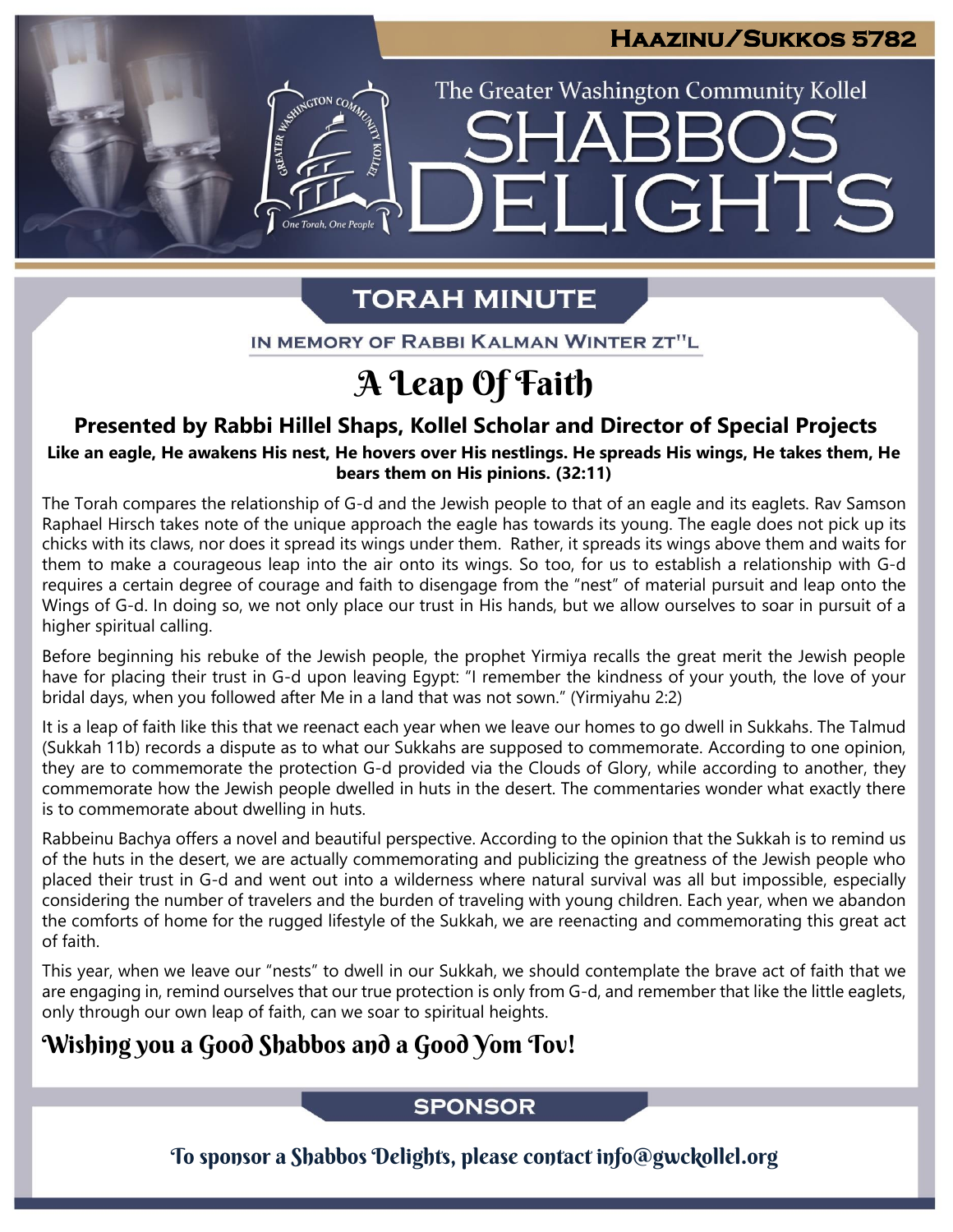Haazinu/Sukkos 5782

The Greater Washington Community Kollel

# SHABBOS DELIGHTS

## TORAH MINUTE

IN MEMORY OF RABBI KALMAN WINTER ZT"L

# A Leap Of Faith

### Presented by Rabbi Hillel Shaps, Kollel Scholar and Director of Special Projects

**Like an eagle, He awakens His nest, He hovers over His nestlings. He spreads His wings, He takes them, He bears them on His pinions. (32:11)**

The Torah compares the relationship of G-d and the Jewish people to that of an eagle and its eaglets. Rav Samson Raphael Hirsch takes note of the unique approach the eagle has towards its young. The eagle does not pick up its chicks with its claws, nor does it spread its wings under them. Rather, it spreads its wings above them and waits for them to make a courageous leap into the air onto its wings. So too, for us to establish a relationship with G-d requires a certain degree of courage and faith to disengage from the "nest" of material pursuit and leap onto the Wings of G-d. In doing so, we not only place our trust in His hands, but we allow ourselves to soar in pursuit of a higher spiritual calling.

Before beginning his rebuke of the Jewish people, the prophet Yirmiya recalls the great merit the Jewish people have for placing their trust in G-d upon leaving Egypt: "I remember the kindness of your youth, the love of your bridal days, when you followed after Me in a land that was not sown." (Yirmiyahu 2:2)

It is a leap of faith like this that we reenact each year when we leave our homes to go dwell in Sukkahs. The Talmud (Sukkah 11b) records a dispute as to what our Sukkahs are supposed to commemorate. According to one opinion, they are to commemorate the protection G-d provided via the Clouds of Glory, while according to another, they commemorate how the Jewish people dwelled in huts in the desert. The commentaries wonder what exactly there is to commemorate about dwelling in huts.

Rabbeinu Bachya offers a novel and beautiful perspective. According to the opinion that the Sukkah is to remind us of the huts in the desert, we are actually commemorating and publicizing the greatness of the Jewish people who placed their trust in G-d and went out into a wilderness where natural survival was all but impossible, especially considering the number of travelers and the burden of traveling with young children. Each year, when we abandon the comforts of home for the rugged lifestyle of the Sukkah, we are reenacting and commemorating this great act of faith.

This year, when we leave our "nests" to dwell in our Sukkah, we should contemplate the brave act of faith that we are engaging in, remind ourselves that our true protection is only from G-d, and remember that like the little eaglets, only through our own leap of faith, can we soar to spiritual heights.

### Wishing you a Good Shabbos and a Good Yom Tov!

## SPONSOR

To sponsor a Shabbos Delights, please contact info@gwckollel.org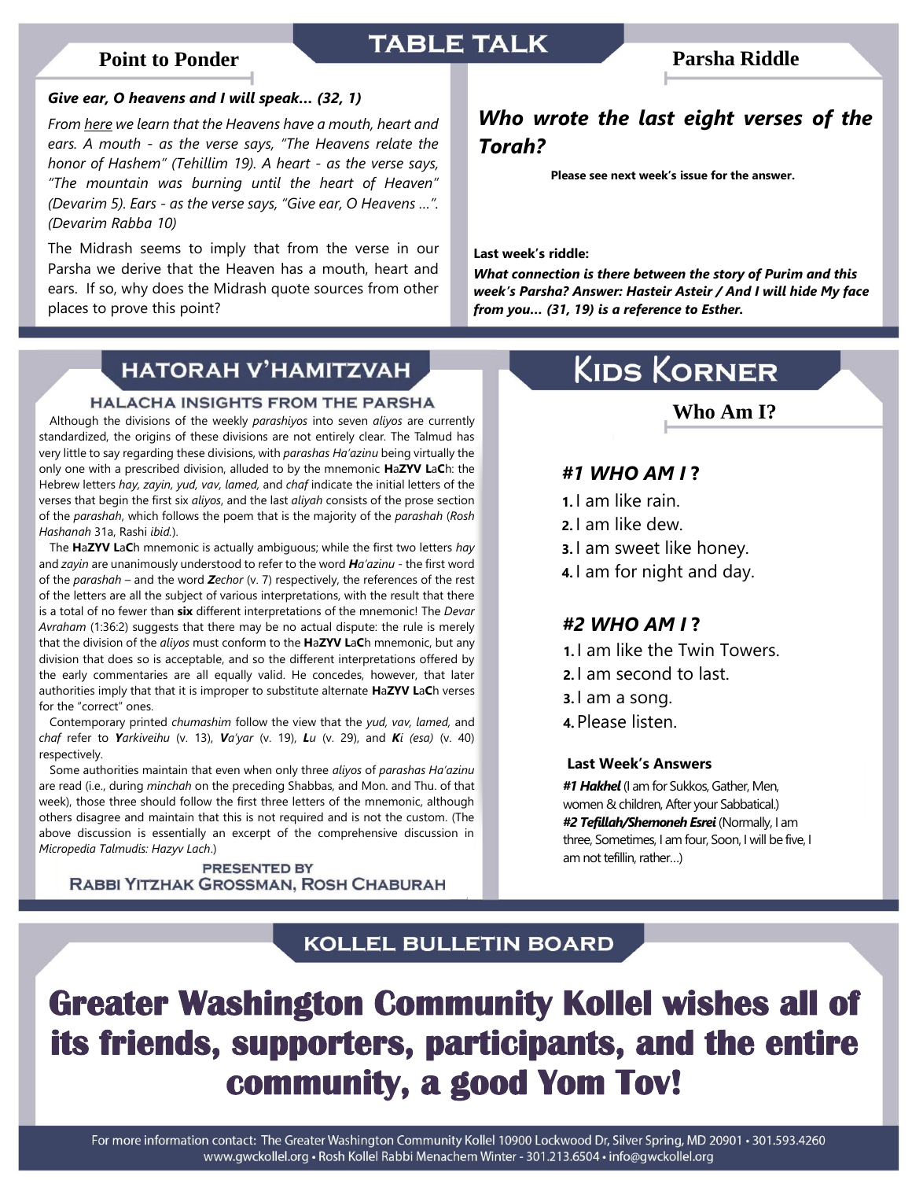# TABLE TALK

## Point to Ponder

***Give ear, O heavens and I will speak… (32, 1)***

*From here we learn that the Heavens have a mouth, heart and ears. A mouth - as the verse says, "The Heavens relate the honor of Hashem" (Tehillim 19). A heart - as the verse says, "The mountain was burning until the heart of Heaven" (Devarim 5). Ears - as the verse says, "Give ear, O Heavens …". (Devarim Rabba 10)*

The Midrash seems to imply that from the verse in our Parsha we derive that the Heaven has a mouth, heart and ears. If so, why does the Midrash quote sources from other places to prove this point?

## Parsha Riddle

***Who wrote the last eight verses of the Torah?***

**Please see next week's issue for the answer.**

**Last week's riddle:**

***What connection is there between the story of Purim and this week's Parsha? Answer: Hasteir Asteir / And I will hide My face from you… (31, 19) is a reference to Esther.***

# HATORAH V'HAMITZVAH

## HALACHA INSIGHTS FROM THE PARSHA

Although the divisions of the weekly *parashiyos* into seven *aliyos* are currently standardized, the origins of these divisions are not entirely clear. The Talmud has very little to say regarding these divisions, with *parashas Ha'azinu* being virtually the only one with a prescribed division, alluded to by the mnemonic **H**a**ZYV L**a**C**h: the Hebrew letters *hay, zayin, yud, vav, lamed,* and *chaf* indicate the initial letters of the verses that begin the first six *aliyos*, and the last *aliyah* consists of the prose section of the *parashah*, which follows the poem that is the majority of the *parashah* (*Rosh Hashanah* 31a, Rashi *ibid.*).

The **H**a**ZYV L**a**C**h mnemonic is actually ambiguous; while the first two letters *hay* and *zayin* are unanimously understood to refer to the word ***H****a'azinu* - the first word of the *parashah* – and the word ***Z****echor* (v. 7) respectively, the references of the rest of the letters are all the subject of various interpretations, with the result that there is a total of no fewer than **six** different interpretations of the mnemonic! The *Devar Avraham* (1:36:2) suggests that there may be no actual dispute: the rule is merely that the division of the *aliyos* must conform to the **H**a**ZYV L**a**C**h mnemonic, but any division that does so is acceptable, and so the different interpretations offered by the early commentaries are all equally valid. He concedes, however, that later authorities imply that that it is improper to substitute alternate **H**a**ZYV L**a**C**h verses for the "correct" ones.

Contemporary printed *chumashim* follow the view that the *yud, vav, lamed,* and *chaf* refer to ***Y****arkiveihu* (v. 13), ***V****a'yar* (v. 19), ***L****u* (v. 29), and ***K****i (esa)* (v. 40) respectively.

Some authorities maintain that even when only three *aliyos* of *parashas Ha'azinu* are read (i.e., during *minchah* on the preceding Shabbas, and Mon. and Thu. of that week), those three should follow the first three letters of the mnemonic, although others disagree and maintain that this is not required and is not the custom. (The above discussion is essentially an excerpt of the comprehensive discussion in *Micropedia Talmudis: Hazyv Lach*.)

PRESENTED BY
RABBI YITZHAK GROSSMAN, ROSH CHABURAH

# KIDS KORNER

## Who Am I?

### *#1 WHO AM I ?*

1. I am like rain.
2. I am like dew.
3. I am sweet like honey.
4. I am for night and day.

### *#2 WHO AM I ?*

1. I am like the Twin Towers.
2. I am second to last.
3. I am a song.
4. Please listen.

**Last Week's Answers**

***#1 Hakhel*** (I am for Sukkos, Gather, Men, women & children, After your Sabbatical.)
***#2 Tefillah/Shemoneh Esrei*** (Normally, I am three, Sometimes, I am four, Soon, I will be five, I am not tefillin, rather…)

# KOLLEL BULLETIN BOARD

**Greater Washington Community Kollel wishes all of its friends, supporters, participants, and the entire community, a good Yom Tov!**

For more information contact: The Greater Washington Community Kollel 10900 Lockwood Dr, Silver Spring, MD 20901 • 301.593.4260
www.gwckollel.org • Rosh Kollel Rabbi Menachem Winter - 301.213.6504 • info@gwckollel.org